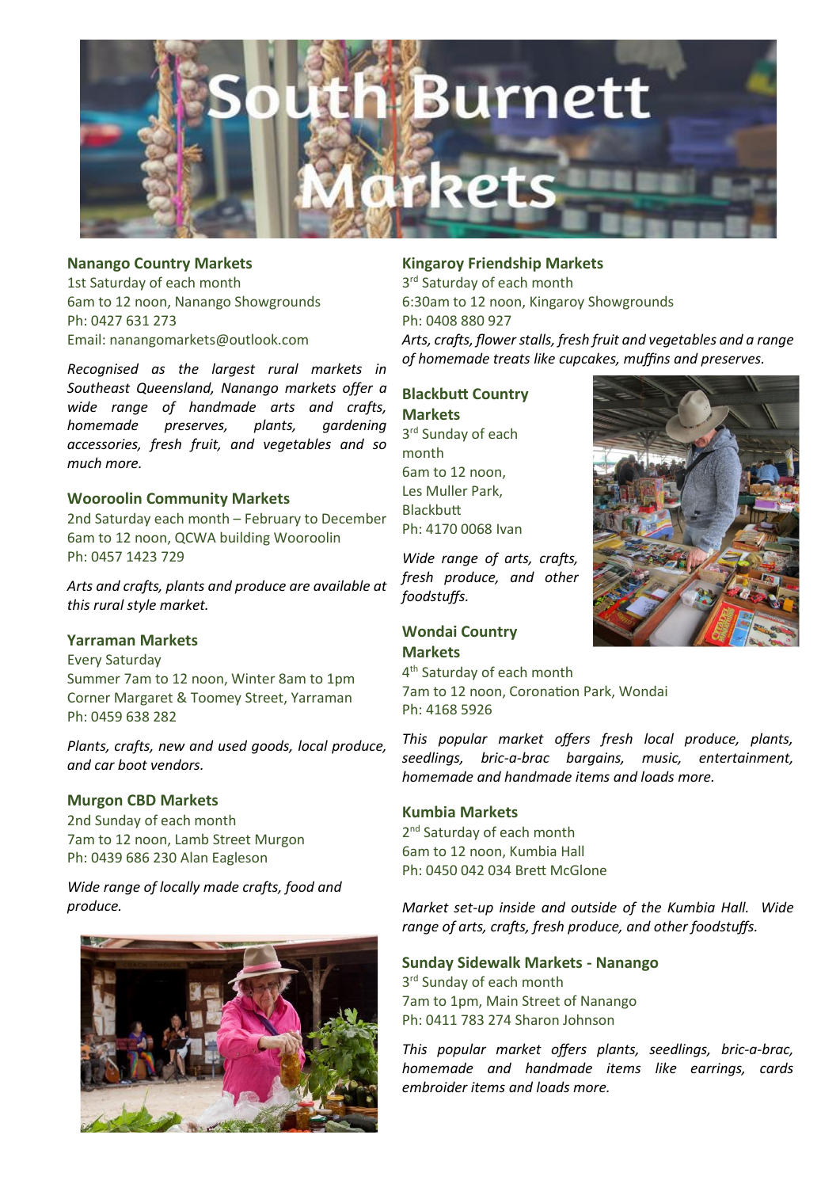# South Burnett Markets

### Nanango Country Markets

1st Saturday of each month
6am to 12 noon, Nanango Showgrounds
Ph: 0427 631 273
Email: nanangomarkets@outlook.com

*Recognised as the largest rural markets in Southeast Queensland, Nanango markets offer a wide range of handmade arts and crafts, homemade preserves, plants, gardening accessories, fresh fruit, and vegetables and so much more.*

### Wooroolin Community Markets

2nd Saturday each month – February to December
6am to 12 noon, QCWA building Wooroolin
Ph: 0457 1423 729

*Arts and crafts, plants and produce are available at this rural style market.*

### Yarraman Markets

Every Saturday
Summer 7am to 12 noon, Winter 8am to 1pm
Corner Margaret & Toomey Street, Yarraman
Ph: 0459 638 282

*Plants, crafts, new and used goods, local produce, and car boot vendors.*

### Murgon CBD Markets

2nd Sunday of each month
7am to 12 noon, Lamb Street Murgon
Ph: 0439 686 230 Alan Eagleson

*Wide range of locally made crafts, food and produce.*

### Kingaroy Friendship Markets

3rd Saturday of each month
6:30am to 12 noon, Kingaroy Showgrounds
Ph: 0408 880 927

*Arts, crafts, flower stalls, fresh fruit and vegetables and a range of homemade treats like cupcakes, muffins and preserves.*

### Blackbutt Country Markets

3rd Sunday of each month
6am to 12 noon, Les Muller Park, Blackbutt
Ph: 4170 0068 Ivan

*Wide range of arts, crafts, fresh produce, and other foodstuffs.*

### Wondai Country Markets

4th Saturday of each month
7am to 12 noon, Coronation Park, Wondai
Ph: 4168 5926

*This popular market offers fresh local produce, plants, seedlings, bric-a-brac bargains, music, entertainment, homemade and handmade items and loads more.*

### Kumbia Markets

2nd Saturday of each month
6am to 12 noon, Kumbia Hall
Ph: 0450 042 034 Brett McGlone

*Market set-up inside and outside of the Kumbia Hall. Wide range of arts, crafts, fresh produce, and other foodstuffs.*

### Sunday Sidewalk Markets - Nanango

3rd Sunday of each month
7am to 1pm, Main Street of Nanango
Ph: 0411 783 274 Sharon Johnson

*This popular market offers plants, seedlings, bric-a-brac, homemade and handmade items like earrings, cards embroider items and loads more.*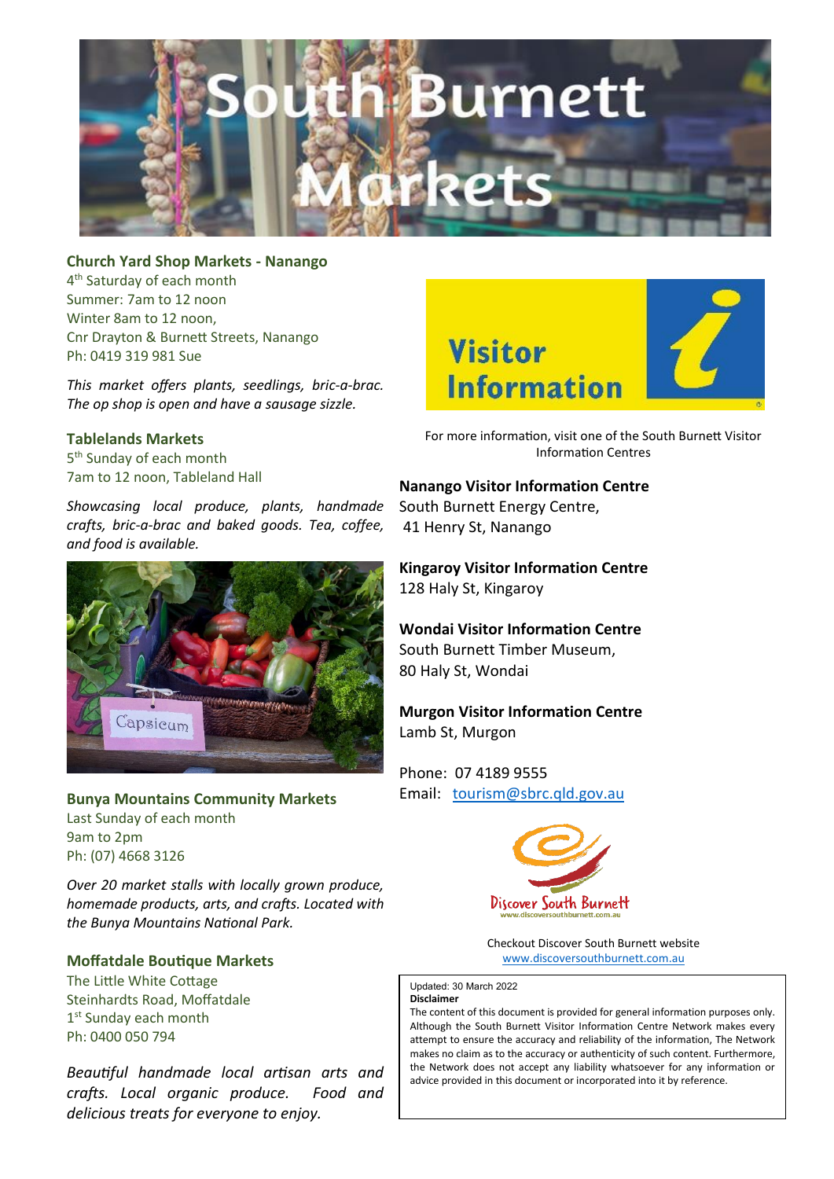# South Burnett Markets

### Church Yard Shop Markets - Nanango

4th Saturday of each month
Summer: 7am to 12 noon
Winter 8am to 12 noon,
Cnr Drayton & Burnett Streets, Nanango
Ph: 0419 319 981 Sue

*This market offers plants, seedlings, bric-a-brac. The op shop is open and have a sausage sizzle.*

### Tablelands Markets

5th Sunday of each month
7am to 12 noon, Tableland Hall

*Showcasing local produce, plants, handmade crafts, bric-a-brac and baked goods. Tea, coffee, and food is available.*

### Bunya Mountains Community Markets

Last Sunday of each month
9am to 2pm
Ph: (07) 4668 3126

*Over 20 market stalls with locally grown produce, homemade products, arts, and crafts. Located with the Bunya Mountains National Park.*

### Moffatdale Boutique Markets

The Little White Cottage
Steinhardts Road, Moffatdale
1st Sunday each month
Ph: 0400 050 794

*Beautiful handmade local artisan arts and crafts. Local organic produce. Food and delicious treats for everyone to enjoy.*

Visitor Information

For more information, visit one of the South Burnett Visitor Information Centres

**Nanango Visitor Information Centre**
South Burnett Energy Centre,
41 Henry St, Nanango

**Kingaroy Visitor Information Centre**
128 Haly St, Kingaroy

**Wondai Visitor Information Centre**
South Burnett Timber Museum,
80 Haly St, Wondai

**Murgon Visitor Information Centre**
Lamb St, Murgon

Phone: 07 4189 9555
Email: tourism@sbrc.qld.gov.au

Discover South Burnett
www.discoversouthburnett.com.au

Checkout Discover South Burnett website
www.discoversouthburnett.com.au

Updated: 30 March 2022
**Disclaimer**
The content of this document is provided for general information purposes only. Although the South Burnett Visitor Information Centre Network makes every attempt to ensure the accuracy and reliability of the information, The Network makes no claim as to the accuracy or authenticity of such content. Furthermore, the Network does not accept any liability whatsoever for any information or advice provided in this document or incorporated into it by reference.